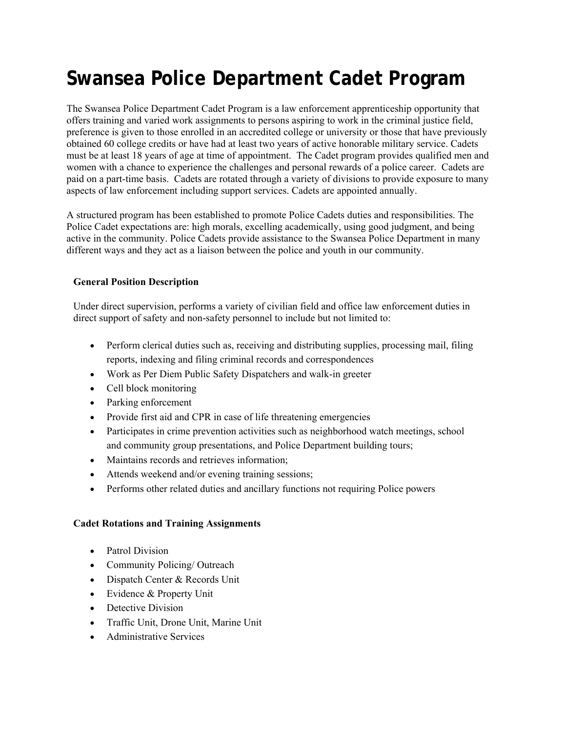# Swansea Police Department Cadet Program

The Swansea Police Department Cadet Program is a law enforcement apprenticeship opportunity that offers training and varied work assignments to persons aspiring to work in the criminal justice field, preference is given to those enrolled in an accredited college or university or those that have previously obtained 60 college credits or have had at least two years of active honorable military service. Cadets must be at least 18 years of age at time of appointment. The Cadet program provides qualified men and women with a chance to experience the challenges and personal rewards of a police career. Cadets are paid on a part-time basis. Cadets are rotated through a variety of divisions to provide exposure to many aspects of law enforcement including support services. Cadets are appointed annually.

A structured program has been established to promote Police Cadets duties and responsibilities. The Police Cadet expectations are: high morals, excelling academically, using good judgment, and being active in the community. Police Cadets provide assistance to the Swansea Police Department in many different ways and they act as a liaison between the police and youth in our community.

**General Position Description**

Under direct supervision, performs a variety of civilian field and office law enforcement duties in direct support of safety and non-safety personnel to include but not limited to:

- Perform clerical duties such as, receiving and distributing supplies, processing mail, filing reports, indexing and filing criminal records and correspondences
- Work as Per Diem Public Safety Dispatchers and walk-in greeter
- Cell block monitoring
- Parking enforcement
- Provide first aid and CPR in case of life threatening emergencies
- Participates in crime prevention activities such as neighborhood watch meetings, school and community group presentations, and Police Department building tours;
- Maintains records and retrieves information;
- Attends weekend and/or evening training sessions;
- Performs other related duties and ancillary functions not requiring Police powers

**Cadet Rotations and Training Assignments**

- Patrol Division
- Community Policing/ Outreach
- Dispatch Center & Records Unit
- Evidence & Property Unit
- Detective Division
- Traffic Unit, Drone Unit, Marine Unit
- Administrative Services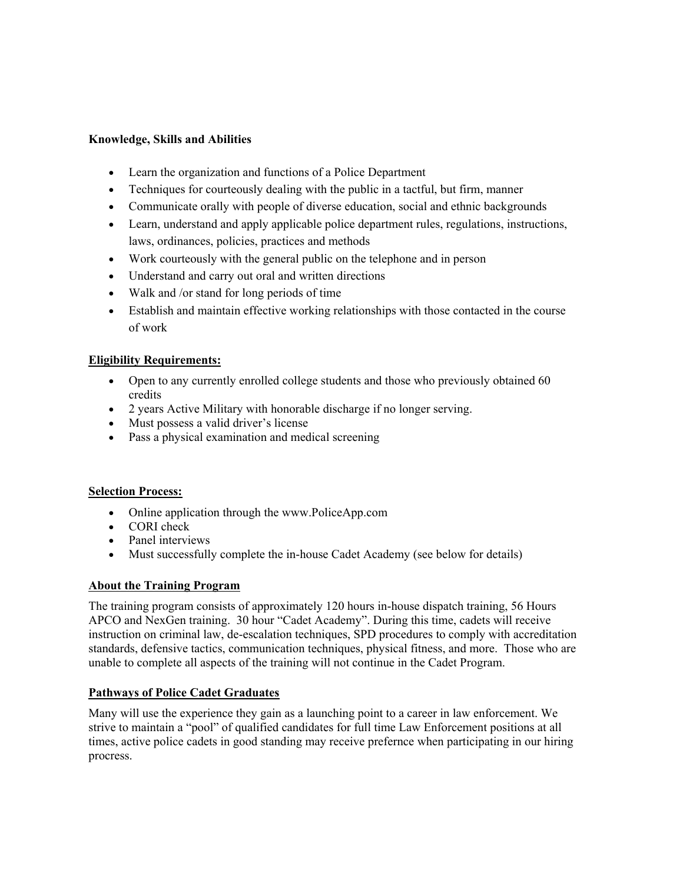**Knowledge, Skills and Abilities**

- Learn the organization and functions of a Police Department
- Techniques for courteously dealing with the public in a tactful, but firm, manner
- Communicate orally with people of diverse education, social and ethnic backgrounds
- Learn, understand and apply applicable police department rules, regulations, instructions, laws, ordinances, policies, practices and methods
- Work courteously with the general public on the telephone and in person
- Understand and carry out oral and written directions
- Walk and /or stand for long periods of time
- Establish and maintain effective working relationships with those contacted in the course of work

**Eligibility Requirements:**

- Open to any currently enrolled college students and those who previously obtained 60 credits
- 2 years Active Military with honorable discharge if no longer serving.
- Must possess a valid driver's license
- Pass a physical examination and medical screening

**Selection Process:**

- Online application through the www.PoliceApp.com
- CORI check
- Panel interviews
- Must successfully complete the in-house Cadet Academy (see below for details)

**About the Training Program**

The training program consists of approximately 120 hours in-house dispatch training, 56 Hours APCO and NexGen training. 30 hour "Cadet Academy". During this time, cadets will receive instruction on criminal law, de-escalation techniques, SPD procedures to comply with accreditation standards, defensive tactics, communication techniques, physical fitness, and more. Those who are unable to complete all aspects of the training will not continue in the Cadet Program.

**Pathways of Police Cadet Graduates**

Many will use the experience they gain as a launching point to a career in law enforcement. We strive to maintain a "pool" of qualified candidates for full time Law Enforcement positions at all times, active police cadets in good standing may receive prefernce when participating in our hiring procress.